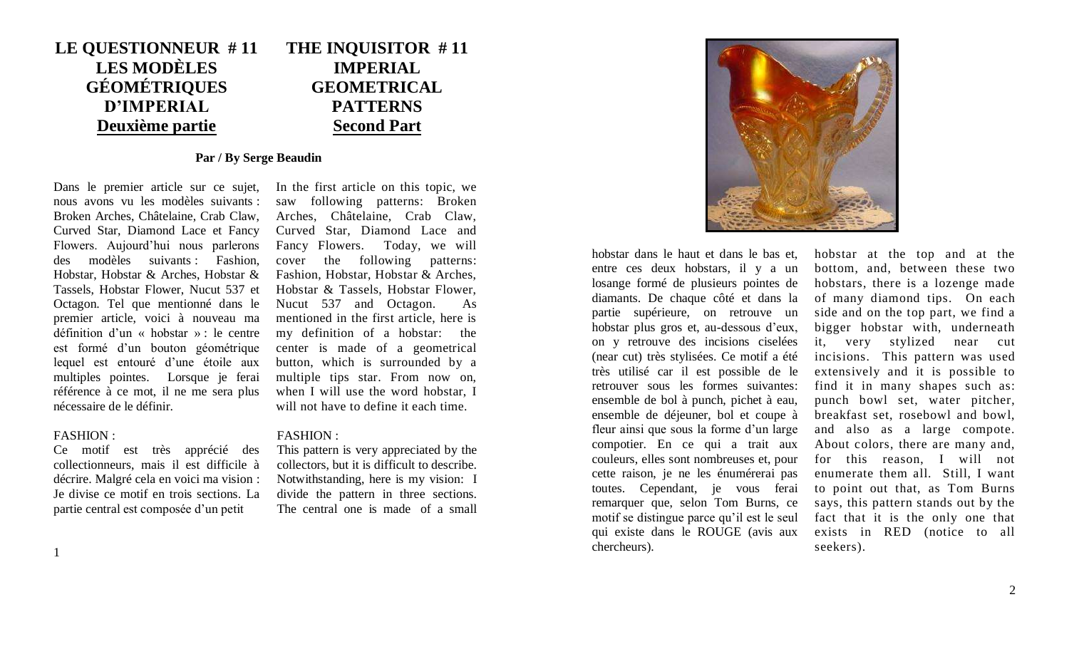# LE QUESTIONNEUR # 11
# LES MODÈLES GÉOMÉTRIQUES D'IMPERIAL
## Deuxième partie

# THE INQUISITOR # 11
# IMPERIAL GEOMETRICAL PATTERNS
## Second Part

**Par / By Serge Beaudin**

Dans le premier article sur ce sujet, nous avons vu les modèles suivants : Broken Arches, Châtelaine, Crab Claw, Curved Star, Diamond Lace et Fancy Flowers. Aujourd'hui nous parlerons des modèles suivants : Fashion, Hobstar, Hobstar & Arches, Hobstar & Tassels, Hobstar Flower, Nucut 537 et Octagon. Tel que mentionné dans le premier article, voici à nouveau ma définition d'un « hobstar » : le centre est formé d'un bouton géométrique lequel est entouré d'une étoile aux multiples pointes. Lorsque je ferai référence à ce mot, il ne me sera plus nécessaire de le définir.

FASHION :

Ce motif est très apprécié des collectionneurs, mais il est difficile à décrire. Malgré cela en voici ma vision : Je divise ce motif en trois sections. La partie central est composée d'un petit hobstar dans le haut et dans le bas et, entre ces deux hobstars, il y a un losange formé de plusieurs pointes de diamants. De chaque côté et dans la partie supérieure, on retrouve un hobstar plus gros et, au-dessous d'eux, on y retrouve des incisions ciselées (near cut) très stylisées. Ce motif a été très utilisé car il est possible de le retrouver sous les formes suivantes: ensemble de bol à punch, pichet à eau, ensemble de déjeuner, bol et coupe à fleur ainsi que sous la forme d'un large compotier. En ce qui a trait aux couleurs, elles sont nombreuses et, pour cette raison, je ne les énumérerai pas toutes. Cependant, je vous ferai remarquer que, selon Tom Burns, ce motif se distingue parce qu'il est le seul qui existe dans le ROUGE (avis aux chercheurs).

In the first article on this topic, we saw following patterns: Broken Arches, Châtelaine, Crab Claw, Curved Star, Diamond Lace and Fancy Flowers. Today, we will cover the following patterns: Fashion, Hobstar, Hobstar & Arches, Hobstar & Tassels, Hobstar Flower, Nucut 537 and Octagon. As mentioned in the first article, here is my definition of a hobstar: the center is made of a geometrical button, which is surrounded by a multiple tips star. From now on, when I will use the word hobstar, I will not have to define it each time.

FASHION :

This pattern is very appreciated by the collectors, but it is difficult to describe. Notwithstanding, here is my vision: I divide the pattern in three sections. The central one is made of a small hobstar at the top and at the bottom, and, between these two hobstars, there is a lozenge made of many diamond tips. On each side and on the top part, we find a bigger hobstar with, underneath it, very stylized near cut incisions. This pattern was used extensively and it is possible to find it in many shapes such as: punch bowl set, water pitcher, breakfast set, rosebowl and bowl, and also as a large compote. About colors, there are many and, for this reason, I will not enumerate them all. Still, I want to point out that, as Tom Burns says, this pattern stands out by the fact that it is the only one that exists in RED (notice to all seekers).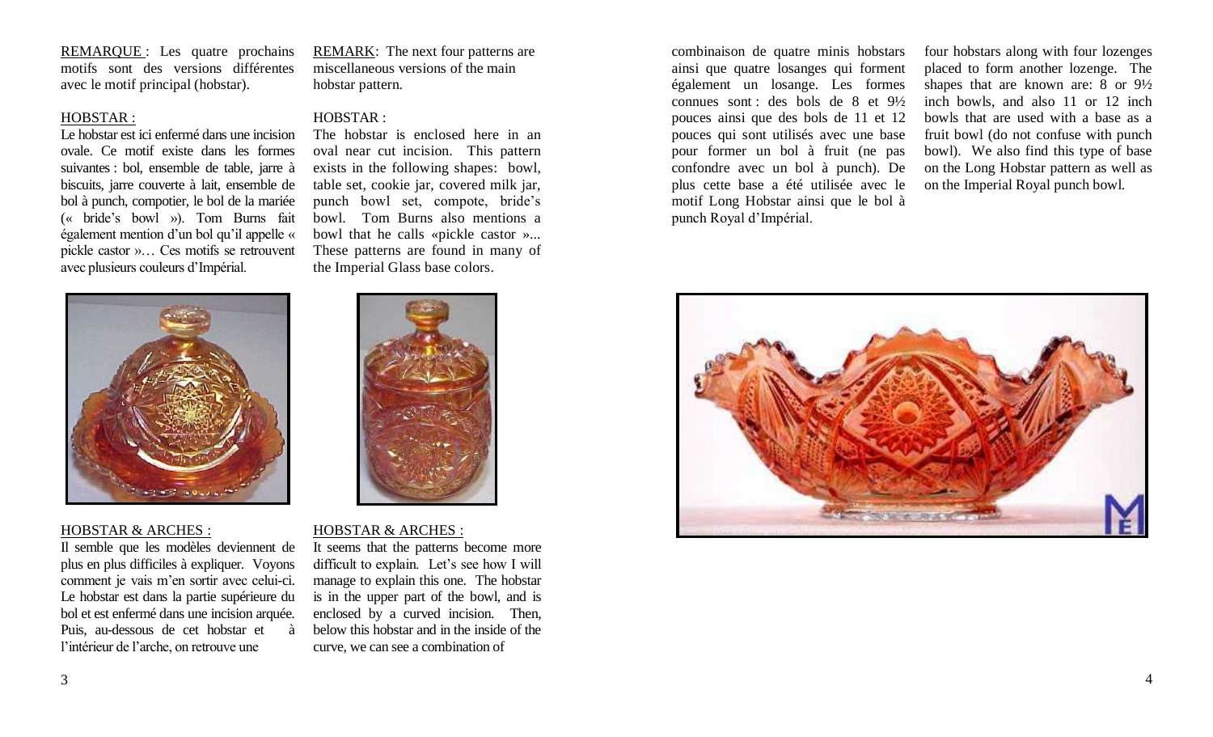REMARQUE : Les quatre prochains motifs sont des versions différentes avec le motif principal (hobstar).

HOBSTAR :

Le hobstar est ici enfermé dans une incision ovale. Ce motif existe dans les formes suivantes : bol, ensemble de table, jarre à biscuits, jarre couverte à lait, ensemble de bol à punch, compotier, le bol de la mariée (« bride's bowl »). Tom Burns fait également mention d'un bol qu'il appelle « pickle castor »… Ces motifs se retrouvent avec plusieurs couleurs d'Impérial.

REMARK: The next four patterns are miscellaneous versions of the main hobstar pattern.

HOBSTAR :

The hobstar is enclosed here in an oval near cut incision. This pattern exists in the following shapes: bowl, table set, cookie jar, covered milk jar, punch bowl set, compote, bride's bowl. Tom Burns also mentions a bowl that he calls «pickle castor »... These patterns are found in many of the Imperial Glass base colors.

HOBSTAR & ARCHES :

Il semble que les modèles deviennent de plus en plus difficiles à expliquer. Voyons comment je vais m'en sortir avec celui-ci. Le hobstar est dans la partie supérieure du bol et est enfermé dans une incision arquée. Puis, au-dessous de cet hobstar et à l'intérieur de l'arche, on retrouve une combinaison de quatre minis hobstars ainsi que quatre losanges qui forment également un losange. Les formes connues sont : des bols de 8 et 9½ pouces ainsi que des bols de 11 et 12 pouces qui sont utilisés avec une base pour former un bol à fruit (ne pas confondre avec un bol à punch). De plus cette base a été utilisée avec le motif Long Hobstar ainsi que le bol à punch Royal d'Impérial.

HOBSTAR & ARCHES :

It seems that the patterns become more difficult to explain. Let's see how I will manage to explain this one. The hobstar is in the upper part of the bowl, and is enclosed by a curved incision. Then, below this hobstar and in the inside of the curve, we can see a combination of four hobstars along with four lozenges placed to form another lozenge. The shapes that are known are: 8 or 9½ inch bowls, and also 11 or 12 inch bowls that are used with a base as a fruit bowl (do not confuse with punch bowl). We also find this type of base on the Long Hobstar pattern as well as on the Imperial Royal punch bowl.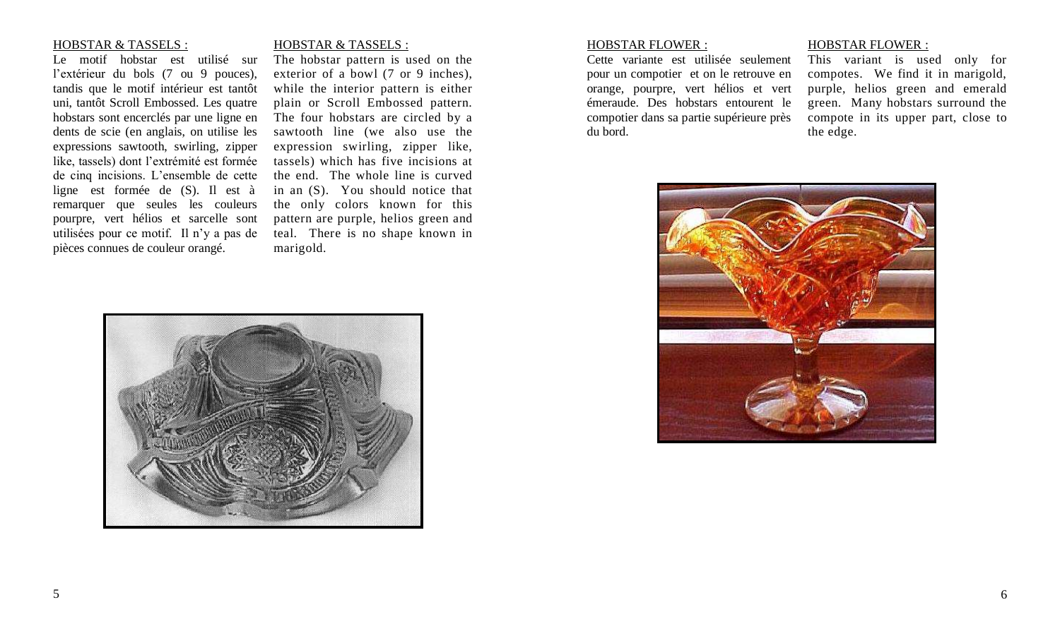HOBSTAR & TASSELS :

Le motif hobstar est utilisé sur l'extérieur du bols (7 ou 9 pouces), tandis que le motif intérieur est tantôt uni, tantôt Scroll Embossed. Les quatre hobstars sont encerclés par une ligne en dents de scie (en anglais, on utilise les expressions sawtooth, swirling, zipper like, tassels) dont l'extrémité est formée de cinq incisions. L'ensemble de cette ligne est formée de (S). Il est à remarquer que seules les couleurs pourpre, vert hélios et sarcelle sont utilisées pour ce motif. Il n'y a pas de pièces connues de couleur orangé.

HOBSTAR & TASSELS :

The hobstar pattern is used on the exterior of a bowl (7 or 9 inches), while the interior pattern is either plain or Scroll Embossed pattern. The four hobstars are circled by a sawtooth line (we also use the expression swirling, zipper like, tassels) which has five incisions at the end. The whole line is curved in an (S). You should notice that the only colors known for this pattern are purple, helios green and teal. There is no shape known in marigold.

HOBSTAR FLOWER :

Cette variante est utilisée seulement pour un compotier et on le retrouve en orange, pourpre, vert hélios et vert émeraude. Des hobstars entourent le compotier dans sa partie supérieure près du bord.

HOBSTAR FLOWER :

This variant is used only for compotes. We find it in marigold, purple, helios green and emerald green. Many hobstars surround the compote in its upper part, close to the edge.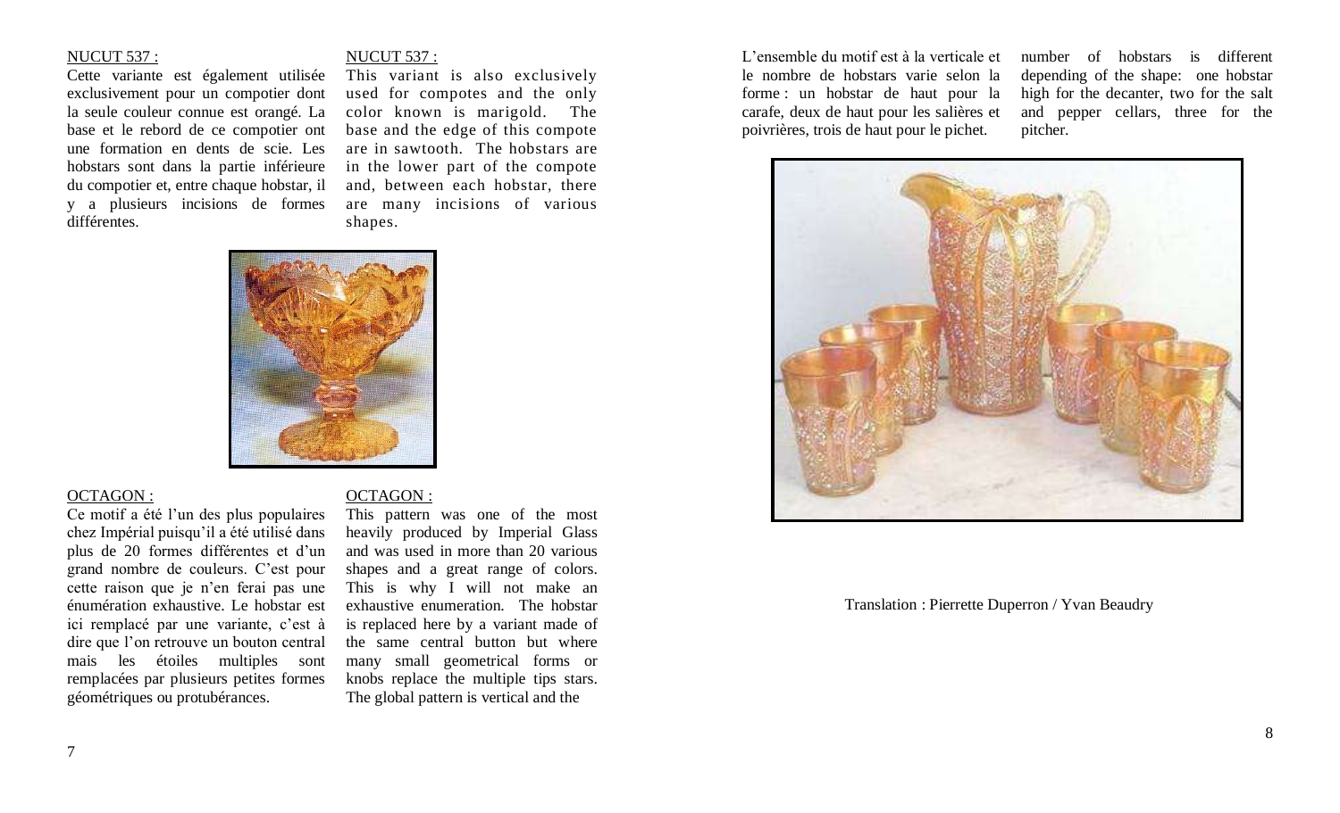NUCUT 537 :

Cette variante est également utilisée exclusivement pour un compotier dont la seule couleur connue est orangé. La base et le rebord de ce compotier ont une formation en dents de scie. Les hobstars sont dans la partie inférieure du compotier et, entre chaque hobstar, il y a plusieurs incisions de formes différentes.

NUCUT 537 :

This variant is also exclusively used for compotes and the only color known is marigold. The base and the edge of this compote are in sawtooth. The hobstars are in the lower part of the compote and, between each hobstar, there are many incisions of various shapes.

OCTAGON :

Ce motif a été l'un des plus populaires chez Impérial puisqu'il a été utilisé dans plus de 20 formes différentes et d'un grand nombre de couleurs. C'est pour cette raison que je n'en ferai pas une énumération exhaustive. Le hobstar est ici remplacé par une variante, c'est à dire que l'on retrouve un bouton central mais les étoiles multiples sont remplacées par plusieurs petites formes géométriques ou protubérances. L'ensemble du motif est à la verticale et le nombre de hobstars varie selon la forme : un hobstar de haut pour la carafe, deux de haut pour les salières et poivrières, trois de haut pour le pichet.

OCTAGON :

This pattern was one of the most heavily produced by Imperial Glass and was used in more than 20 various shapes and a great range of colors. This is why I will not make an exhaustive enumeration. The hobstar is replaced here by a variant made of the same central button but where many small geometrical forms or knobs replace the multiple tips stars. The global pattern is vertical and the number of hobstars is different depending of the shape: one hobstar high for the decanter, two for the salt and pepper cellars, three for the pitcher.

Translation : Pierrette Duperron / Yvan Beaudry